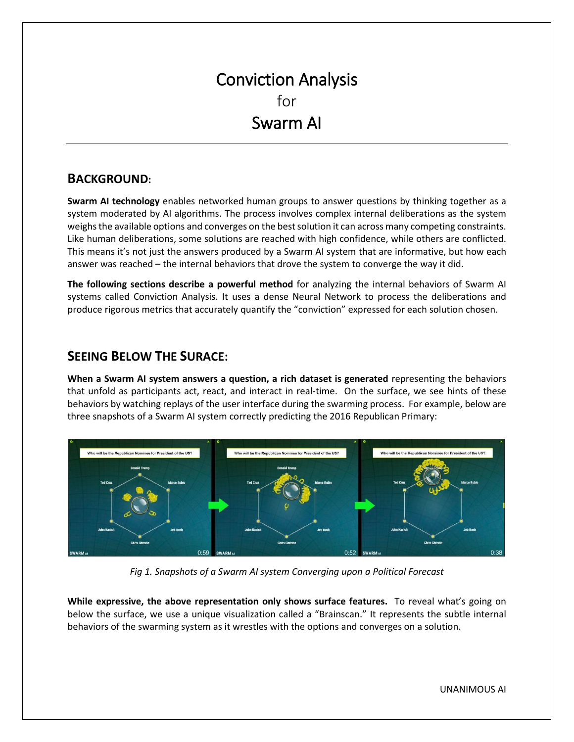# Conviction Analysis
for
# Swarm AI

## BACKGROUND:

**Swarm AI technology** enables networked human groups to answer questions by thinking together as a system moderated by AI algorithms. The process involves complex internal deliberations as the system weighs the available options and converges on the best solution it can across many competing constraints. Like human deliberations, some solutions are reached with high confidence, while others are conflicted. This means it's not just the answers produced by a Swarm AI system that are informative, but how each answer was reached – the internal behaviors that drove the system to converge the way it did.

**The following sections describe a powerful method** for analyzing the internal behaviors of Swarm AI systems called Conviction Analysis. It uses a dense Neural Network to process the deliberations and produce rigorous metrics that accurately quantify the "conviction" expressed for each solution chosen.

## SEEING BELOW THE SURACE:

**When a Swarm AI system answers a question, a rich dataset is generated** representing the behaviors that unfold as participants act, react, and interact in real-time. On the surface, we see hints of these behaviors by watching replays of the user interface during the swarming process. For example, below are three snapshots of a Swarm AI system correctly predicting the 2016 Republican Primary:

*Fig 1. Snapshots of a Swarm AI system Converging upon a Political Forecast*

**While expressive, the above representation only shows surface features.** To reveal what's going on below the surface, we use a unique visualization called a "Brainscan." It represents the subtle internal behaviors of the swarming system as it wrestles with the options and converges on a solution.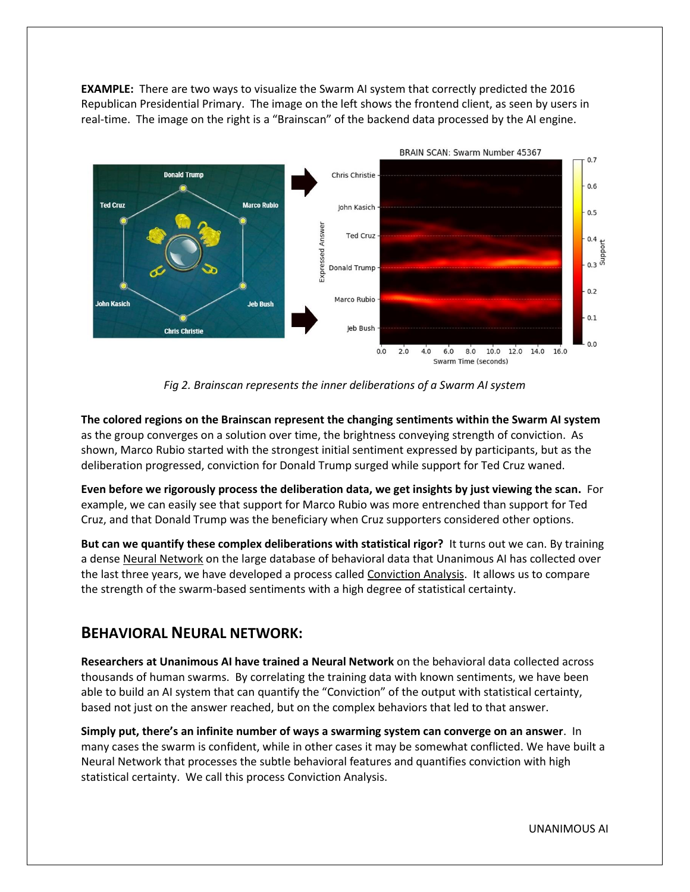**EXAMPLE:** There are two ways to visualize the Swarm AI system that correctly predicted the 2016 Republican Presidential Primary. The image on the left shows the frontend client, as seen by users in real-time. The image on the right is a "Brainscan" of the backend data processed by the AI engine.

*Fig 2. Brainscan represents the inner deliberations of a Swarm AI system*

**The colored regions on the Brainscan represent the changing sentiments within the Swarm AI system** as the group converges on a solution over time, the brightness conveying strength of conviction. As shown, Marco Rubio started with the strongest initial sentiment expressed by participants, but as the deliberation progressed, conviction for Donald Trump surged while support for Ted Cruz waned.

**Even before we rigorously process the deliberation data, we get insights by just viewing the scan.** For example, we can easily see that support for Marco Rubio was more entrenched than support for Ted Cruz, and that Donald Trump was the beneficiary when Cruz supporters considered other options.

**But can we quantify these complex deliberations with statistical rigor?** It turns out we can. By training a dense Neural Network on the large database of behavioral data that Unanimous AI has collected over the last three years, we have developed a process called Conviction Analysis. It allows us to compare the strength of the swarm-based sentiments with a high degree of statistical certainty.

## BEHAVIORAL NEURAL NETWORK:

**Researchers at Unanimous AI have trained a Neural Network** on the behavioral data collected across thousands of human swarms. By correlating the training data with known sentiments, we have been able to build an AI system that can quantify the "Conviction" of the output with statistical certainty, based not just on the answer reached, but on the complex behaviors that led to that answer.

**Simply put, there's an infinite number of ways a swarming system can converge on an answer**. In many cases the swarm is confident, while in other cases it may be somewhat conflicted. We have built a Neural Network that processes the subtle behavioral features and quantifies conviction with high statistical certainty. We call this process Conviction Analysis.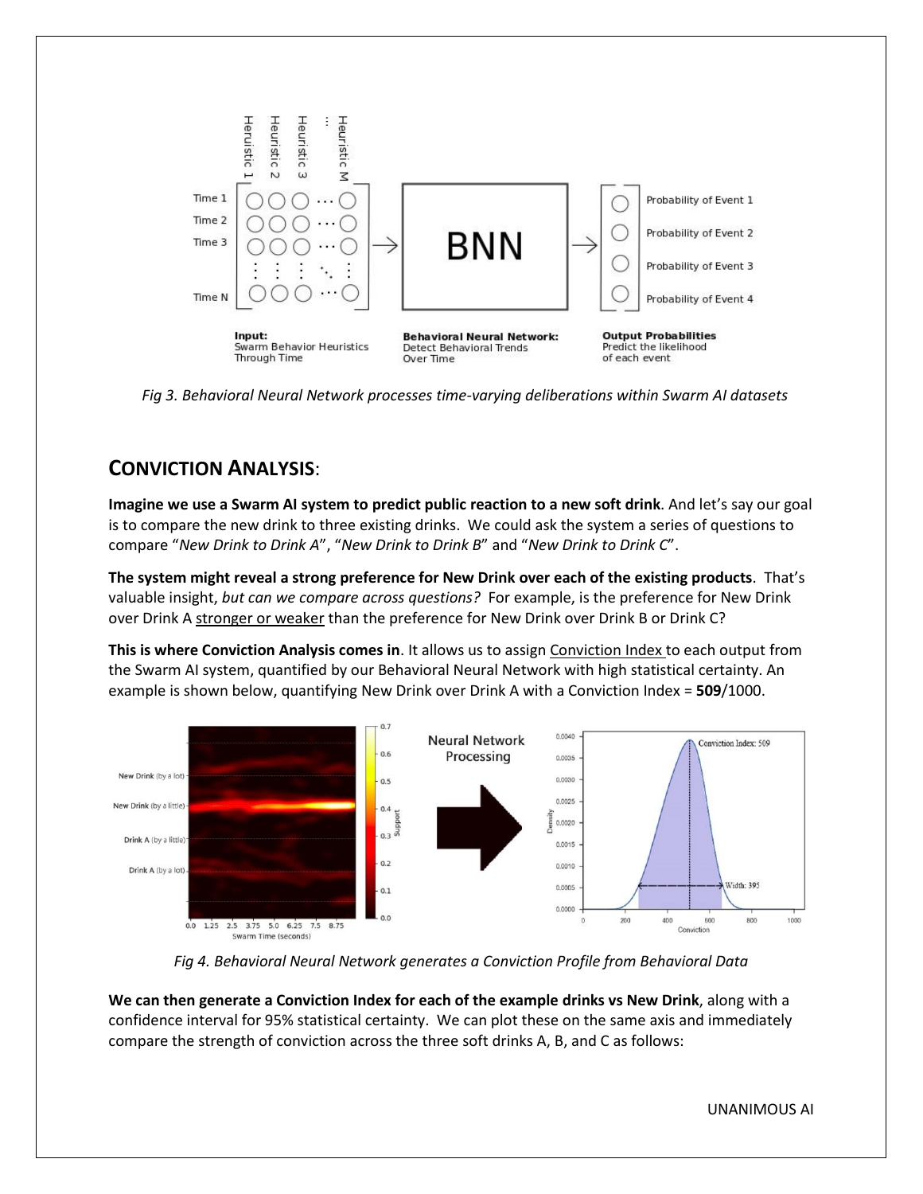*Fig 3. Behavioral Neural Network processes time-varying deliberations within Swarm AI datasets*

## CONVICTION ANALYSIS:

**Imagine we use a Swarm AI system to predict public reaction to a new soft drink**. And let's say our goal is to compare the new drink to three existing drinks. We could ask the system a series of questions to compare "*New Drink to Drink A*", "*New Drink to Drink B*" and "*New Drink to Drink C*".

**The system might reveal a strong preference for New Drink over each of the existing products**. That's valuable insight, *but can we compare across questions?* For example, is the preference for New Drink over Drink A stronger or weaker than the preference for New Drink over Drink B or Drink C?

**This is where Conviction Analysis comes in**. It allows us to assign Conviction Index to each output from the Swarm AI system, quantified by our Behavioral Neural Network with high statistical certainty. An example is shown below, quantifying New Drink over Drink A with a Conviction Index = **509**/1000.

*Fig 4. Behavioral Neural Network generates a Conviction Profile from Behavioral Data*

**We can then generate a Conviction Index for each of the example drinks vs New Drink**, along with a confidence interval for 95% statistical certainty. We can plot these on the same axis and immediately compare the strength of conviction across the three soft drinks A, B, and C as follows: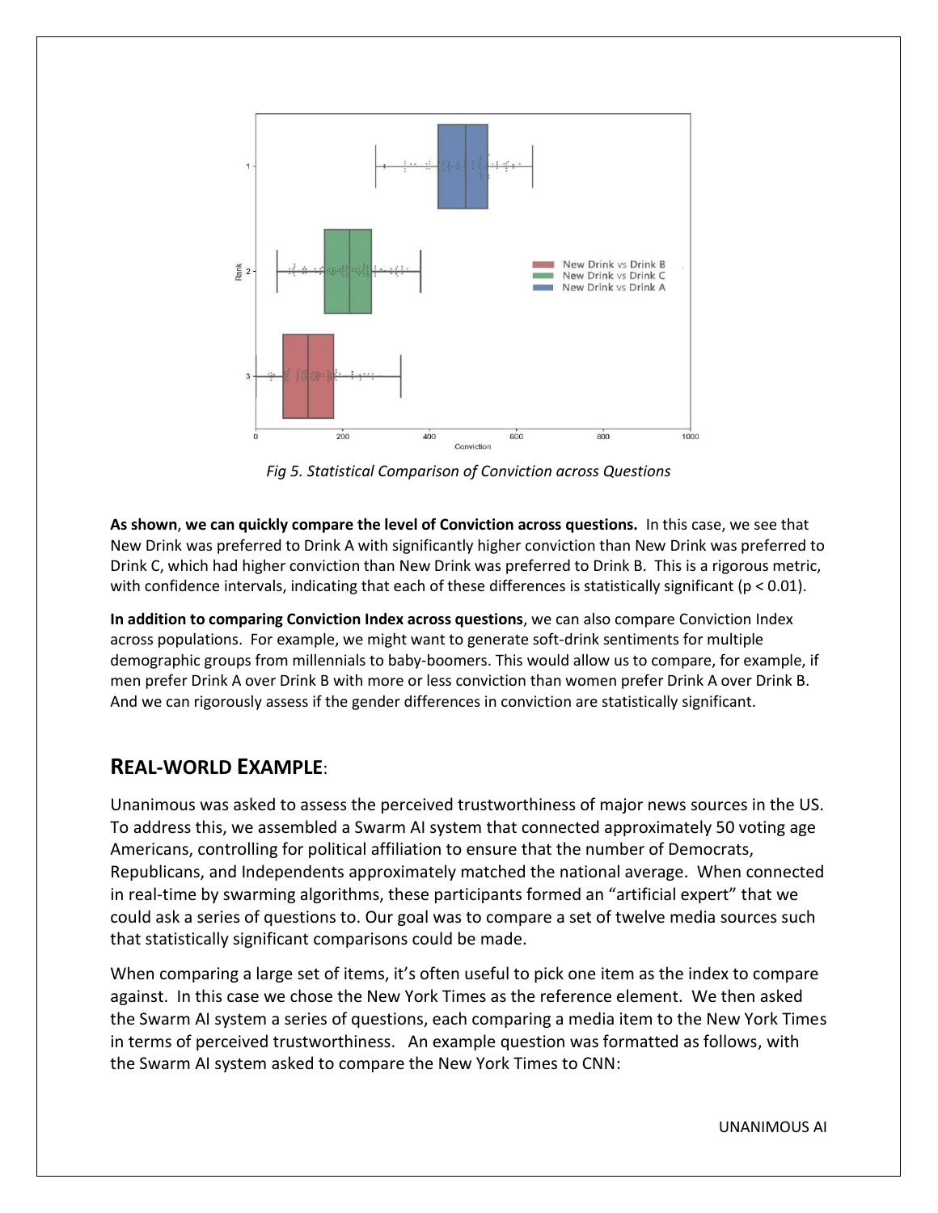*Fig 5. Statistical Comparison of Conviction across Questions*

**As shown**, **we can quickly compare the level of Conviction across questions.** In this case, we see that New Drink was preferred to Drink A with significantly higher conviction than New Drink was preferred to Drink C, which had higher conviction than New Drink was preferred to Drink B. This is a rigorous metric, with confidence intervals, indicating that each of these differences is statistically significant ($p < 0.01$).

**In addition to comparing Conviction Index across questions**, we can also compare Conviction Index across populations. For example, we might want to generate soft-drink sentiments for multiple demographic groups from millennials to baby-boomers. This would allow us to compare, for example, if men prefer Drink A over Drink B with more or less conviction than women prefer Drink A over Drink B. And we can rigorously assess if the gender differences in conviction are statistically significant.

## REAL-WORLD EXAMPLE:

Unanimous was asked to assess the perceived trustworthiness of major news sources in the US. To address this, we assembled a Swarm AI system that connected approximately 50 voting age Americans, controlling for political affiliation to ensure that the number of Democrats, Republicans, and Independents approximately matched the national average. When connected in real-time by swarming algorithms, these participants formed an "artificial expert" that we could ask a series of questions to. Our goal was to compare a set of twelve media sources such that statistically significant comparisons could be made.

When comparing a large set of items, it's often useful to pick one item as the index to compare against. In this case we chose the New York Times as the reference element. We then asked the Swarm AI system a series of questions, each comparing a media item to the New York Times in terms of perceived trustworthiness. An example question was formatted as follows, with the Swarm AI system asked to compare the New York Times to CNN: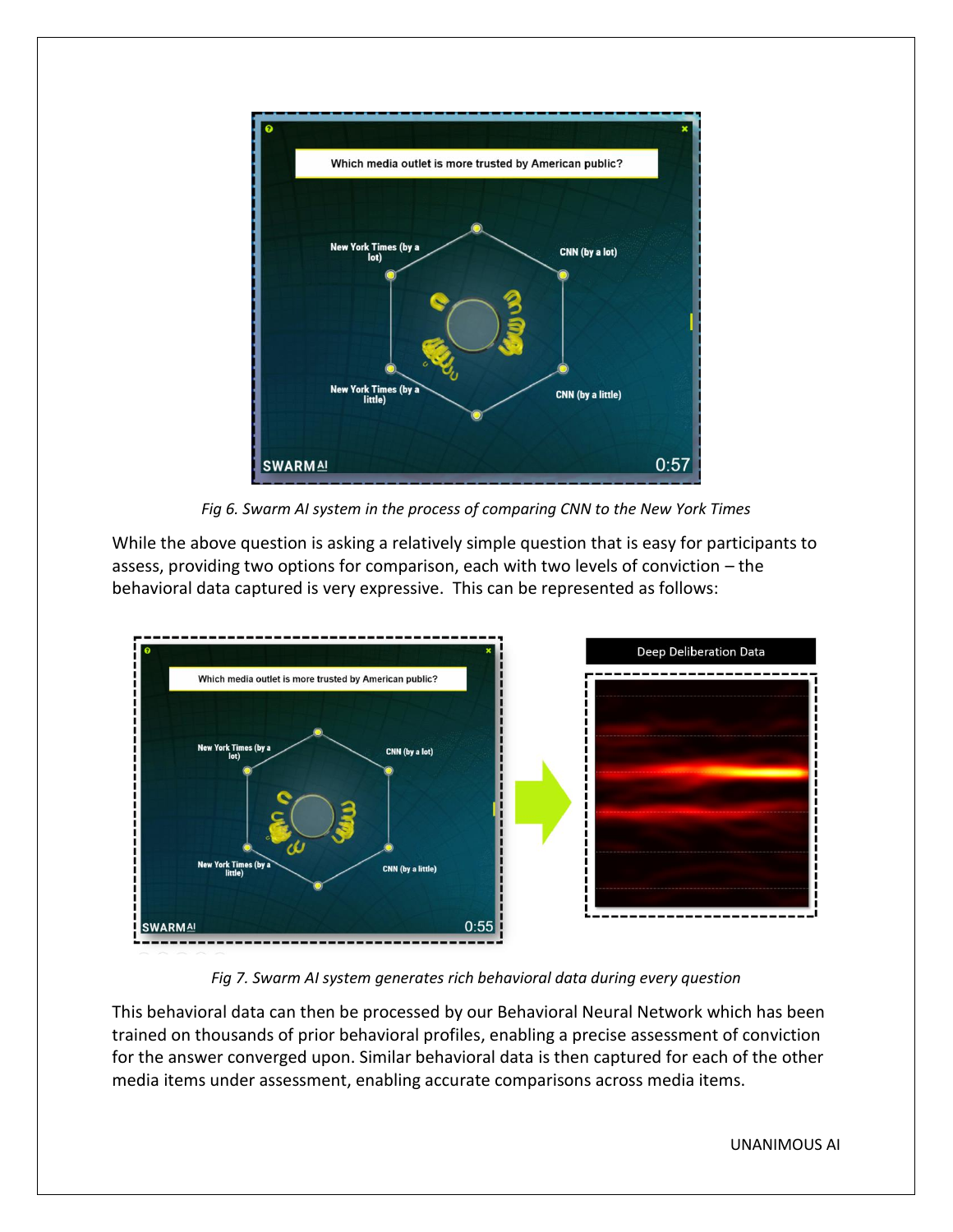*Fig 6. Swarm AI system in the process of comparing CNN to the New York Times*

While the above question is asking a relatively simple question that is easy for participants to assess, providing two options for comparison, each with two levels of conviction – the behavioral data captured is very expressive. This can be represented as follows:

*Fig 7. Swarm AI system generates rich behavioral data during every question*

This behavioral data can then be processed by our Behavioral Neural Network which has been trained on thousands of prior behavioral profiles, enabling a precise assessment of conviction for the answer converged upon. Similar behavioral data is then captured for each of the other media items under assessment, enabling accurate comparisons across media items.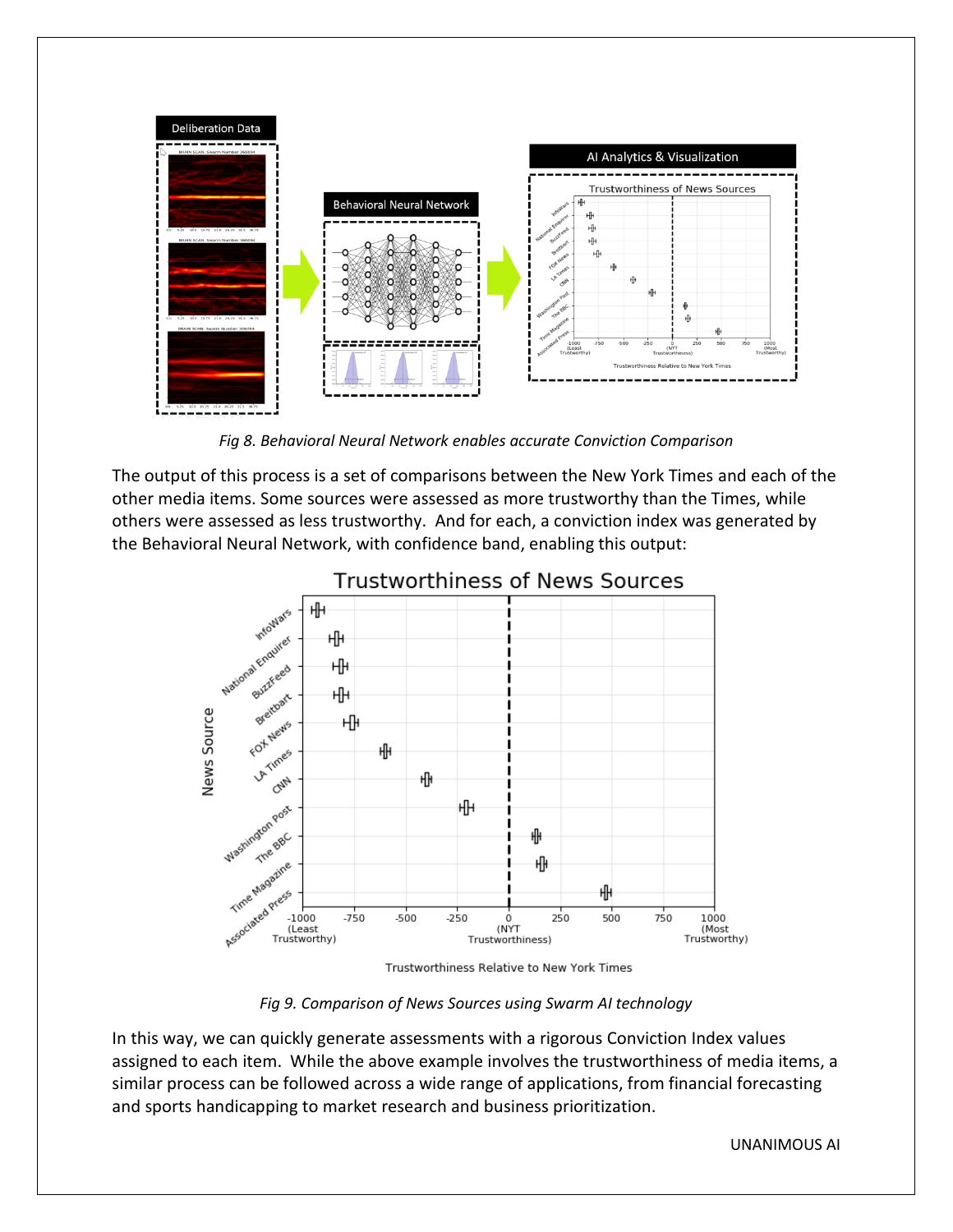Deliberation Data

Behavioral Neural Network

AI Analytics & Visualization

Fig 8. Behavioral Neural Network enables accurate Conviction Comparison

The output of this process is a set of comparisons between the New York Times and each of the other media items. Some sources were assessed as more trustworthy than the Times, while others were assessed as less trustworthy. And for each, a conviction index was generated by the Behavioral Neural Network, with confidence band, enabling this output:

Trustworthiness of News Sources

News Source

InfoWars
National Enquirer
BuzzFeed
Breitbart
FOX News
LA Times
CNN
Washington Post
The BBC
Time Magazine
Associated Press

-1000 (Least Trustworthy)
-750
-500
-250
0 (NYT Trustworthiness)
250
500
750
1000 (Most Trustworthy)

Trustworthiness Relative to New York Times

Fig 9. Comparison of News Sources using Swarm AI technology

In this way, we can quickly generate assessments with a rigorous Conviction Index values assigned to each item. While the above example involves the trustworthiness of media items, a similar process can be followed across a wide range of applications, from financial forecasting and sports handicapping to market research and business prioritization.

UNANIMOUS AI